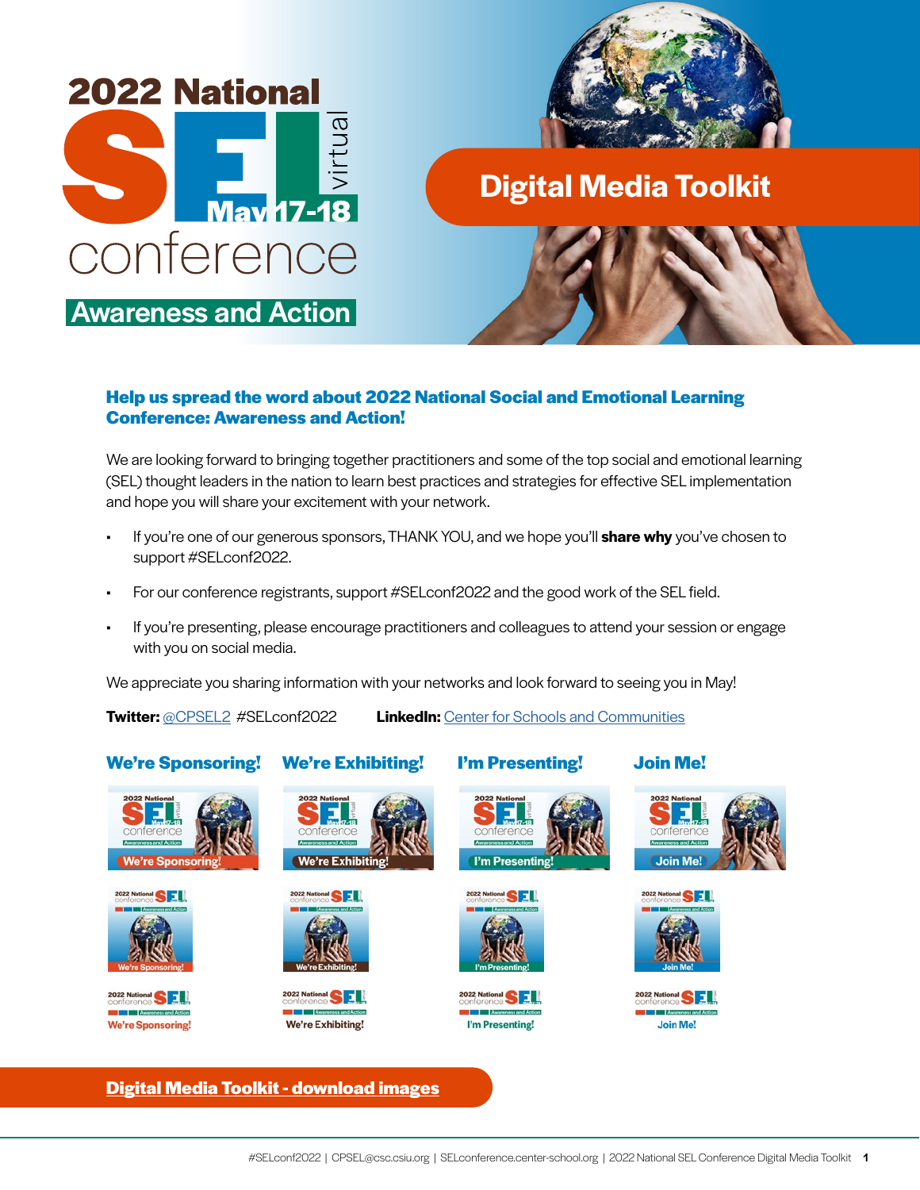# 2022 National SEL virtual May 17-18 conference

**Awareness and Action**

## Digital Media Toolkit

### Help us spread the word about 2022 National Social and Emotional Learning Conference: Awareness and Action!

We are looking forward to bringing together practitioners and some of the top social and emotional learning (SEL) thought leaders in the nation to learn best practices and strategies for effective SEL implementation and hope you will share your excitement with your network.

- If you're one of our generous sponsors, THANK YOU, and we hope you'll **share why** you've chosen to support #SELconf2022.
- For our conference registrants, support #SELconf2022 and the good work of the SEL field.
- If you're presenting, please encourage practitioners and colleagues to attend your session or engage with you on social media.

We appreciate you sharing information with your networks and look forward to seeing you in May!

**Twitter:** @CPSEL2 #SELconf2022 **LinkedIn:** Center for Schools and Communities

### We're Sponsoring!

### We're Exhibiting!

### I'm Presenting!

### Join Me!

**Digital Media Toolkit - download images**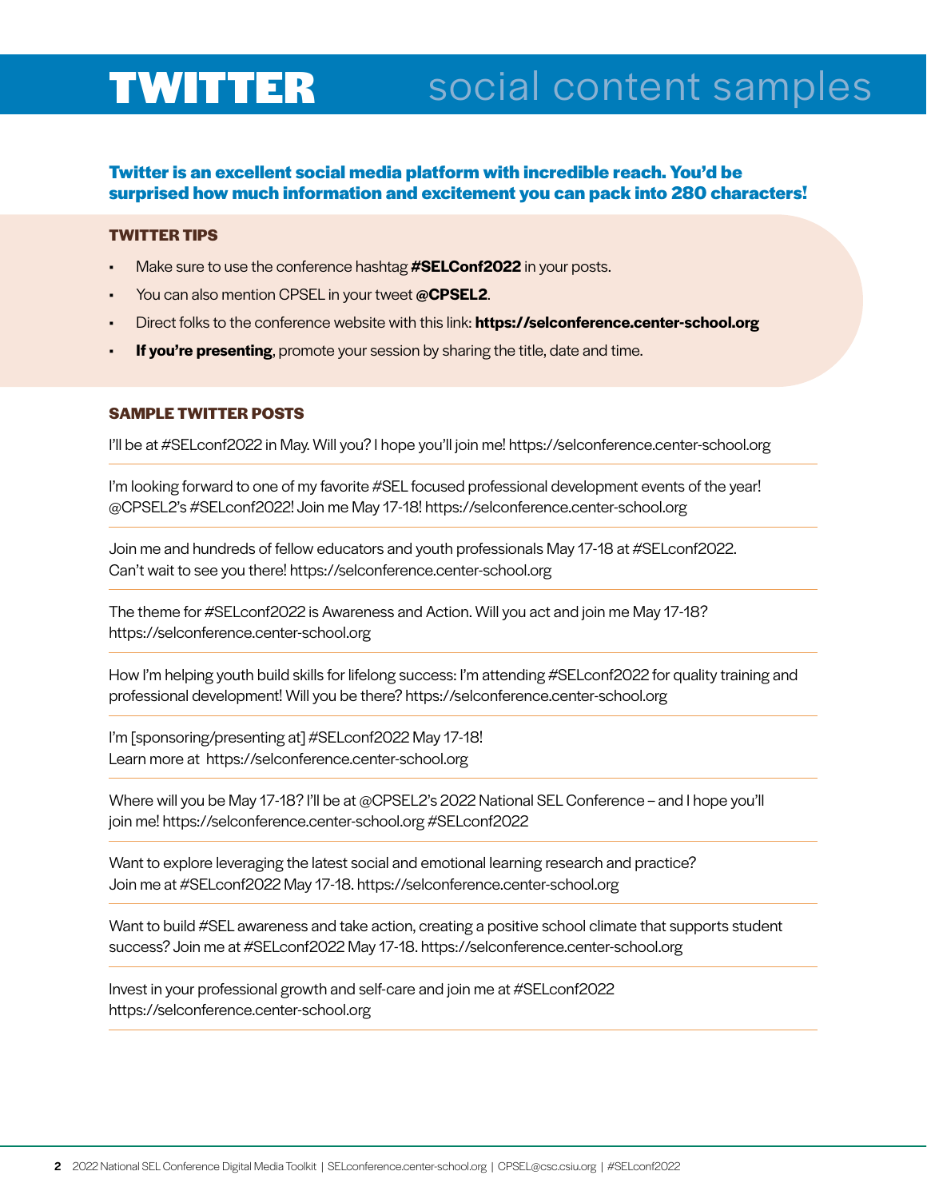# TWITTER social content samples

**Twitter is an excellent social media platform with incredible reach. You'd be surprised how much information and excitement you can pack into 280 characters!**

### TWITTER TIPS

- Make sure to use the conference hashtag **#SELConf2022** in your posts.
- You can also mention CPSEL in your tweet **@CPSEL2**.
- Direct folks to the conference website with this link: **https://selconference.center-school.org**
- **If you're presenting**, promote your session by sharing the title, date and time.

### SAMPLE TWITTER POSTS

I'll be at #SELconf2022 in May. Will you? I hope you'll join me! https://selconference.center-school.org

---

I'm looking forward to one of my favorite #SEL focused professional development events of the year! @CPSEL2's #SELconf2022! Join me May 17-18! https://selconference.center-school.org

---

Join me and hundreds of fellow educators and youth professionals May 17-18 at #SELconf2022. Can't wait to see you there! https://selconference.center-school.org

---

The theme for #SELconf2022 is Awareness and Action. Will you act and join me May 17-18? https://selconference.center-school.org

---

How I'm helping youth build skills for lifelong success: I'm attending #SELconf2022 for quality training and professional development! Will you be there? https://selconference.center-school.org

---

I'm [sponsoring/presenting at] #SELconf2022 May 17-18!
Learn more at https://selconference.center-school.org

---

Where will you be May 17-18? I'll be at @CPSEL2's 2022 National SEL Conference – and I hope you'll join me! https://selconference.center-school.org #SELconf2022

---

Want to explore leveraging the latest social and emotional learning research and practice? Join me at #SELconf2022 May 17-18. https://selconference.center-school.org

---

Want to build #SEL awareness and take action, creating a positive school climate that supports student success? Join me at #SELconf2022 May 17-18. https://selconference.center-school.org

---

Invest in your professional growth and self-care and join me at #SELconf2022
https://selconference.center-school.org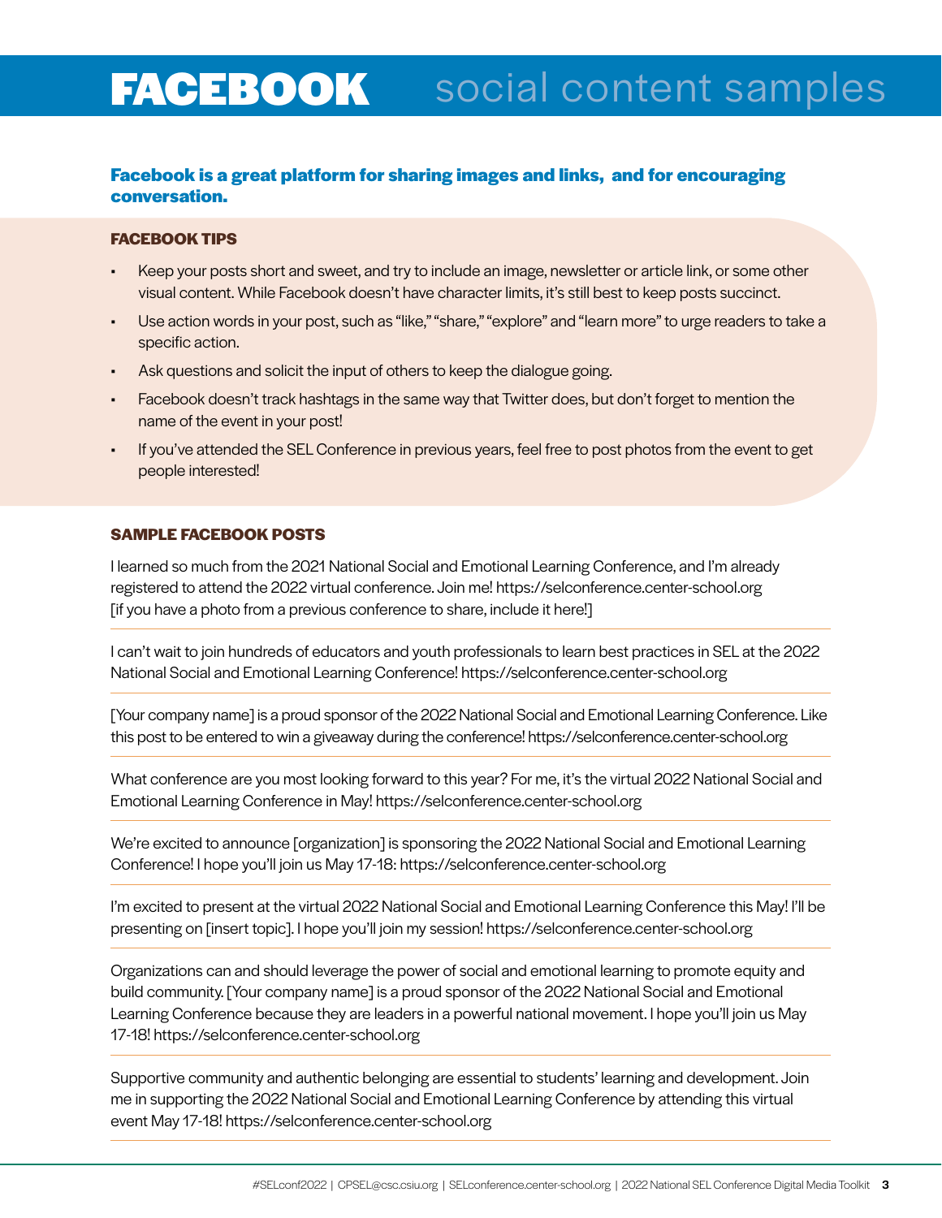# FACEBOOK social content samples

## Facebook is a great platform for sharing images and links, and for encouraging conversation.

### FACEBOOK TIPS

- Keep your posts short and sweet, and try to include an image, newsletter or article link, or some other visual content. While Facebook doesn't have character limits, it's still best to keep posts succinct.
- Use action words in your post, such as "like," "share," "explore" and "learn more" to urge readers to take a specific action.
- Ask questions and solicit the input of others to keep the dialogue going.
- Facebook doesn't track hashtags in the same way that Twitter does, but don't forget to mention the name of the event in your post!
- If you've attended the SEL Conference in previous years, feel free to post photos from the event to get people interested!

### SAMPLE FACEBOOK POSTS

I learned so much from the 2021 National Social and Emotional Learning Conference, and I'm already registered to attend the 2022 virtual conference. Join me! https://selconference.center-school.org [if you have a photo from a previous conference to share, include it here!]

---

I can't wait to join hundreds of educators and youth professionals to learn best practices in SEL at the 2022 National Social and Emotional Learning Conference! https://selconference.center-school.org

---

[Your company name] is a proud sponsor of the 2022 National Social and Emotional Learning Conference. Like this post to be entered to win a giveaway during the conference! https://selconference.center-school.org

---

What conference are you most looking forward to this year? For me, it's the virtual 2022 National Social and Emotional Learning Conference in May! https://selconference.center-school.org

---

We're excited to announce [organization] is sponsoring the 2022 National Social and Emotional Learning Conference! I hope you'll join us May 17-18: https://selconference.center-school.org

---

I'm excited to present at the virtual 2022 National Social and Emotional Learning Conference this May! I'll be presenting on [insert topic]. I hope you'll join my session! https://selconference.center-school.org

---

Organizations can and should leverage the power of social and emotional learning to promote equity and build community. [Your company name] is a proud sponsor of the 2022 National Social and Emotional Learning Conference because they are leaders in a powerful national movement. I hope you'll join us May 17-18! https://selconference.center-school.org

---

Supportive community and authentic belonging are essential to students' learning and development. Join me in supporting the 2022 National Social and Emotional Learning Conference by attending this virtual event May 17-18! https://selconference.center-school.org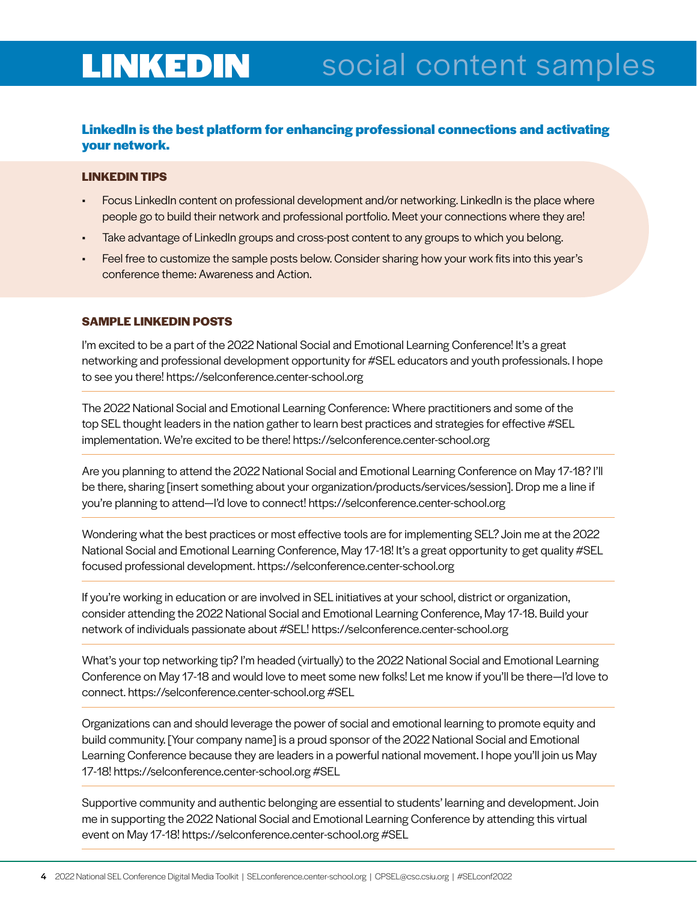# LINKEDIN social content samples

**LinkedIn is the best platform for enhancing professional connections and activating your network.**

### LINKEDIN TIPS

- Focus LinkedIn content on professional development and/or networking. LinkedIn is the place where people go to build their network and professional portfolio. Meet your connections where they are!
- Take advantage of LinkedIn groups and cross-post content to any groups to which you belong.
- Feel free to customize the sample posts below. Consider sharing how your work fits into this year's conference theme: Awareness and Action.

### SAMPLE LINKEDIN POSTS

I'm excited to be a part of the 2022 National Social and Emotional Learning Conference! It's a great networking and professional development opportunity for #SEL educators and youth professionals. I hope to see you there! https://selconference.center-school.org

---

The 2022 National Social and Emotional Learning Conference: Where practitioners and some of the top SEL thought leaders in the nation gather to learn best practices and strategies for effective #SEL implementation. We're excited to be there! https://selconference.center-school.org

---

Are you planning to attend the 2022 National Social and Emotional Learning Conference on May 17-18? I'll be there, sharing [insert something about your organization/products/services/session]. Drop me a line if you're planning to attend—I'd love to connect! https://selconference.center-school.org

---

Wondering what the best practices or most effective tools are for implementing SEL? Join me at the 2022 National Social and Emotional Learning Conference, May 17-18! It's a great opportunity to get quality #SEL focused professional development. https://selconference.center-school.org

---

If you're working in education or are involved in SEL initiatives at your school, district or organization, consider attending the 2022 National Social and Emotional Learning Conference, May 17-18. Build your network of individuals passionate about #SEL! https://selconference.center-school.org

---

What's your top networking tip? I'm headed (virtually) to the 2022 National Social and Emotional Learning Conference on May 17-18 and would love to meet some new folks! Let me know if you'll be there—I'd love to connect. https://selconference.center-school.org #SEL

---

Organizations can and should leverage the power of social and emotional learning to promote equity and build community. [Your company name] is a proud sponsor of the 2022 National Social and Emotional Learning Conference because they are leaders in a powerful national movement. I hope you'll join us May 17-18! https://selconference.center-school.org #SEL

---

Supportive community and authentic belonging are essential to students' learning and development. Join me in supporting the 2022 National Social and Emotional Learning Conference by attending this virtual event on May 17-18! https://selconference.center-school.org #SEL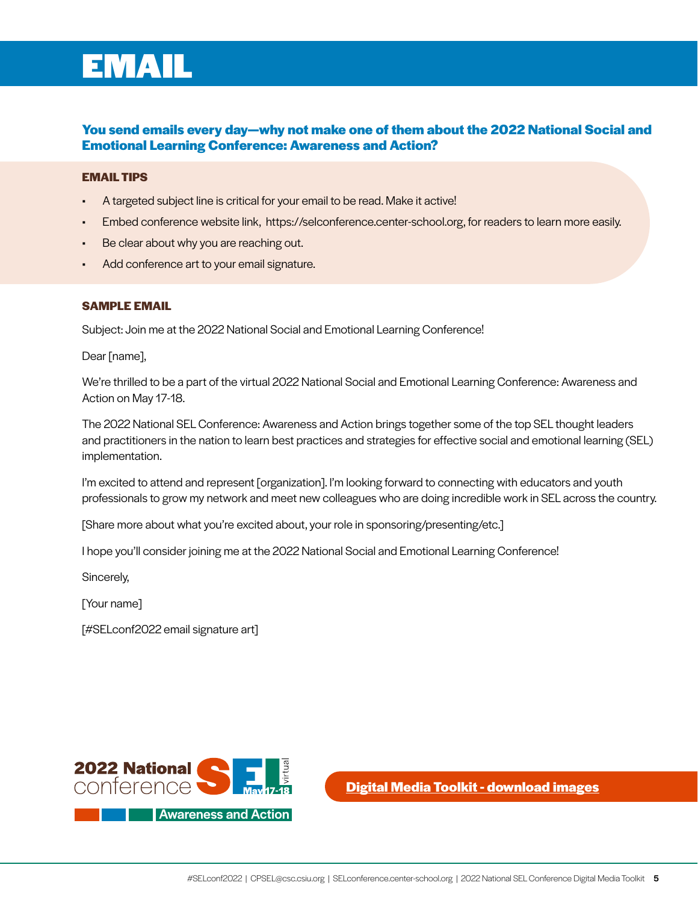# EMAIL

**You send emails every day—why not make one of them about the 2022 National Social and Emotional Learning Conference: Awareness and Action?**

### EMAIL TIPS

- A targeted subject line is critical for your email to be read. Make it active!
- Embed conference website link, https://selconference.center-school.org, for readers to learn more easily.
- Be clear about why you are reaching out.
- Add conference art to your email signature.

### SAMPLE EMAIL

Subject: Join me at the 2022 National Social and Emotional Learning Conference!

Dear [name],

We're thrilled to be a part of the virtual 2022 National Social and Emotional Learning Conference: Awareness and Action on May 17-18.

The 2022 National SEL Conference: Awareness and Action brings together some of the top SEL thought leaders and practitioners in the nation to learn best practices and strategies for effective social and emotional learning (SEL) implementation.

I'm excited to attend and represent [organization]. I'm looking forward to connecting with educators and youth professionals to grow my network and meet new colleagues who are doing incredible work in SEL across the country.

[Share more about what you're excited about, your role in sponsoring/presenting/etc.]

I hope you'll consider joining me at the 2022 National Social and Emotional Learning Conference!

Sincerely,

[Your name]

[#SELconf2022 email signature art]

2022 National conference SEL virtual May 17-18

Awareness and Action

**Digital Media Toolkit - download images**